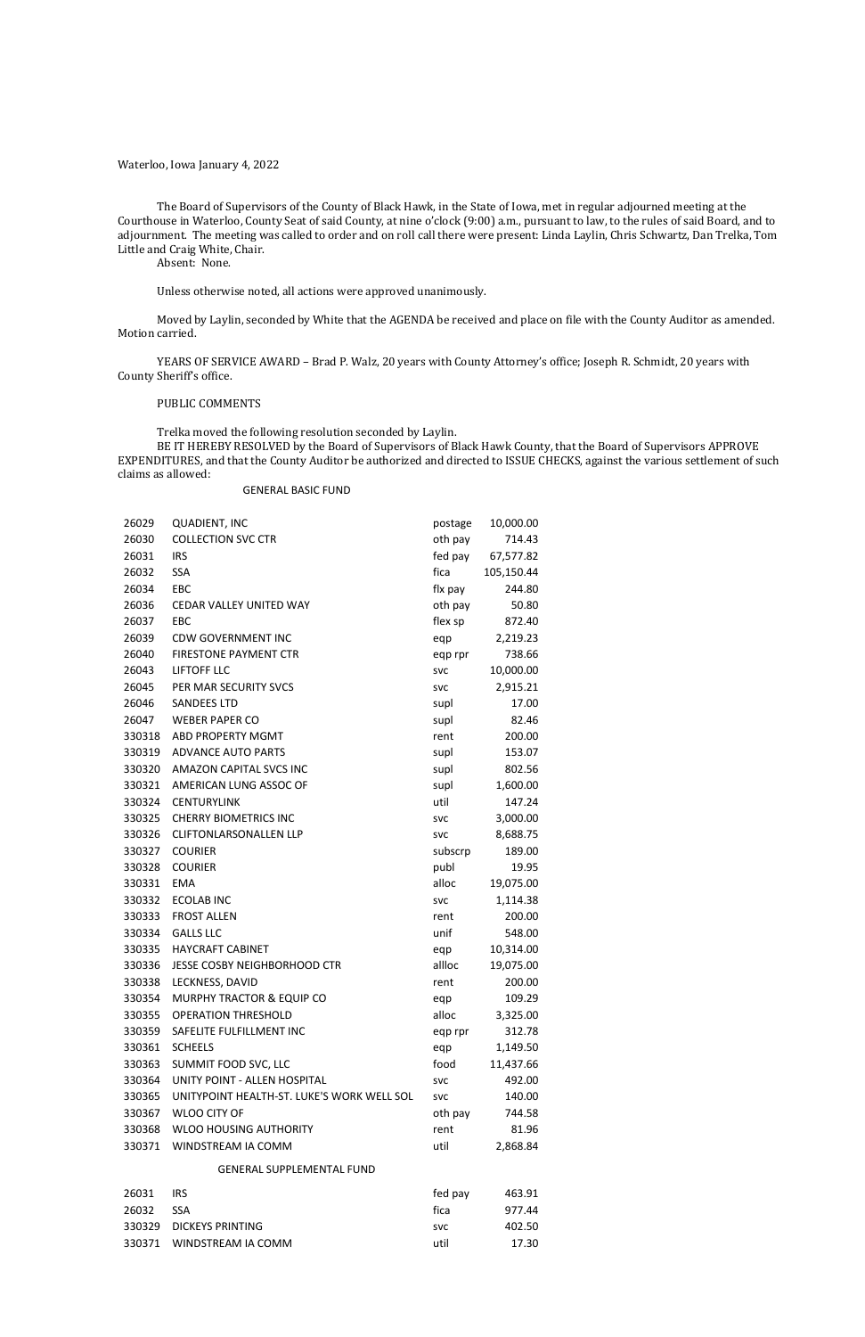Waterloo, Iowa January 4, 2022

The Board of Supervisors of the County of Black Hawk, in the State of Iowa, met in regular adjourned meeting at the Courthouse in Waterloo, County Seat of said County, at nine o'clock (9:00) a.m., pursuant to law, to the rules of said Board, and to adjournment. The meeting was called to order and on roll call there were present: Linda Laylin, Chris Schwartz, Dan Trelka, Tom Little and Craig White, Chair.

Absent: None.

Unless otherwise noted, all actions were approved unanimously.

Moved by Laylin, seconded by White that the AGENDA be received and place on file with the County Auditor as amended. Motion carried.

YEARS OF SERVICE AWARD – Brad P. Walz, 20 years with County Attorney's office; Joseph R. Schmidt, 20 years with County Sheriff's office.

PUBLIC COMMENTS

Trelka moved the following resolution seconded by Laylin.

BE IT HEREBY RESOLVED by the Board of Supervisors of Black Hawk County, that the Board of Supervisors APPROVE EXPENDITURES, and that the County Auditor be authorized and directed to ISSUE CHECKS, against the various settlement of such claims as allowed:

GENERAL BASIC FUND

| | | | |
|---|---|---|---|
| 26029 | QUADIENT, INC | postage | 10,000.00 |
| 26030 | COLLECTION SVC CTR | oth pay | 714.43 |
| 26031 | IRS | fed pay | 67,577.82 |
| 26032 | SSA | fica | 105,150.44 |
| 26034 | EBC | flx pay | 244.80 |
| 26036 | CEDAR VALLEY UNITED WAY | oth pay | 50.80 |
| 26037 | EBC | flex sp | 872.40 |
| 26039 | CDW GOVERNMENT INC | eqp | 2,219.23 |
| 26040 | FIRESTONE PAYMENT CTR | eqp rpr | 738.66 |
| 26043 | LIFTOFF LLC | svc | 10,000.00 |
| 26045 | PER MAR SECURITY SVCS | svc | 2,915.21 |
| 26046 | SANDEES LTD | supl | 17.00 |
| 26047 | WEBER PAPER CO | supl | 82.46 |
| 330318 | ABD PROPERTY MGMT | rent | 200.00 |
| 330319 | ADVANCE AUTO PARTS | supl | 153.07 |
| 330320 | AMAZON CAPITAL SVCS INC | supl | 802.56 |
| 330321 | AMERICAN LUNG ASSOC OF | supl | 1,600.00 |
| 330324 | CENTURYLINK | util | 147.24 |
| 330325 | CHERRY BIOMETRICS INC | svc | 3,000.00 |
| 330326 | CLIFTONLARSONALLEN LLP | svc | 8,688.75 |
| 330327 | COURIER | subscrp | 189.00 |
| 330328 | COURIER | publ | 19.95 |
| 330331 | EMA | alloc | 19,075.00 |
| 330332 | ECOLAB INC | svc | 1,114.38 |
| 330333 | FROST ALLEN | rent | 200.00 |
| 330334 | GALLS LLC | unif | 548.00 |
| 330335 | HAYCRAFT CABINET | eqp | 10,314.00 |
| 330336 | JESSE COSBY NEIGHBORHOOD CTR | allloc | 19,075.00 |
| 330338 | LECKNESS, DAVID | rent | 200.00 |
| 330354 | MURPHY TRACTOR & EQUIP CO | eqp | 109.29 |
| 330355 | OPERATION THRESHOLD | alloc | 3,325.00 |
| 330359 | SAFELITE FULFILLMENT INC | eqp rpr | 312.78 |
| 330361 | SCHEELS | eqp | 1,149.50 |
| 330363 | SUMMIT FOOD SVC, LLC | food | 11,437.66 |
| 330364 | UNITY POINT - ALLEN HOSPITAL | svc | 492.00 |
| 330365 | UNITYPOINT HEALTH-ST. LUKE'S WORK WELL SOL | svc | 140.00 |
| 330367 | WLOO CITY OF | oth pay | 744.58 |
| 330368 | WLOO HOUSING AUTHORITY | rent | 81.96 |
| 330371 | WINDSTREAM IA COMM | util | 2,868.84 |

GENERAL SUPPLEMENTAL FUND

| | | | |
|---|---|---|---|
| 26031 | IRS | fed pay | 463.91 |
| 26032 | SSA | fica | 977.44 |
| 330329 | DICKEYS PRINTING | svc | 402.50 |
| 330371 | WINDSTREAM IA COMM | util | 17.30 |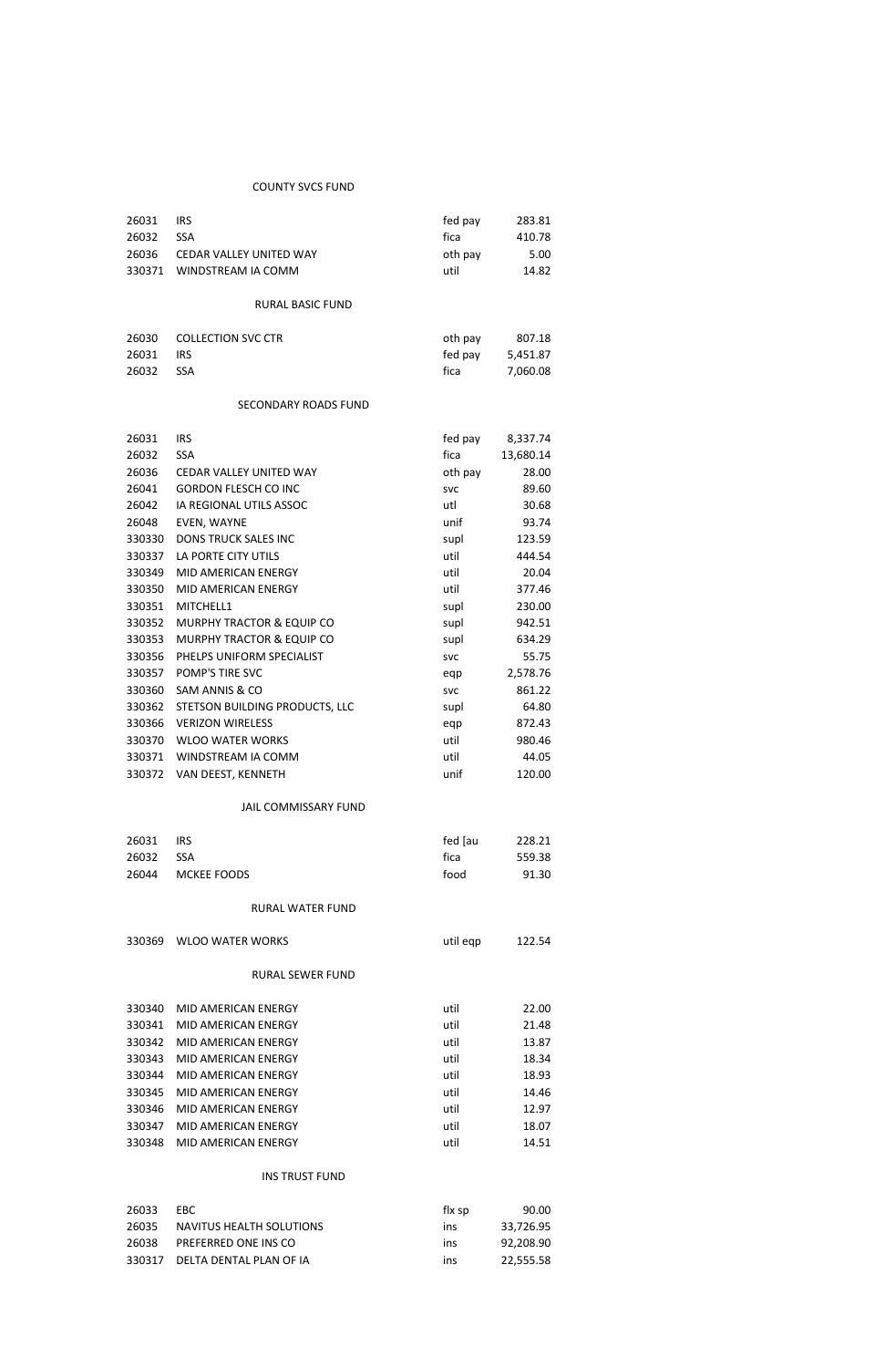## COUNTY SVCS FUND

| | | | |
|---|---|---|---|
| 26031 | IRS | fed pay | 283.81 |
| 26032 | SSA | fica | 410.78 |
| 26036 | CEDAR VALLEY UNITED WAY | oth pay | 5.00 |
| 330371 | WINDSTREAM IA COMM | util | 14.82 |

## RURAL BASIC FUND

| | | | |
|---|---|---|---|
| 26030 | COLLECTION SVC CTR | oth pay | 807.18 |
| 26031 | IRS | fed pay | 5,451.87 |
| 26032 | SSA | fica | 7,060.08 |

## SECONDARY ROADS FUND

| | | | |
|---|---|---|---|
| 26031 | IRS | fed pay | 8,337.74 |
| 26032 | SSA | fica | 13,680.14 |
| 26036 | CEDAR VALLEY UNITED WAY | oth pay | 28.00 |
| 26041 | GORDON FLESCH CO INC | svc | 89.60 |
| 26042 | IA REGIONAL UTILS ASSOC | utl | 30.68 |
| 26048 | EVEN, WAYNE | unif | 93.74 |
| 330330 | DONS TRUCK SALES INC | supl | 123.59 |
| 330337 | LA PORTE CITY UTILS | util | 444.54 |
| 330349 | MID AMERICAN ENERGY | util | 20.04 |
| 330350 | MID AMERICAN ENERGY | util | 377.46 |
| 330351 | MITCHELL1 | supl | 230.00 |
| 330352 | MURPHY TRACTOR & EQUIP CO | supl | 942.51 |
| 330353 | MURPHY TRACTOR & EQUIP CO | supl | 634.29 |
| 330356 | PHELPS UNIFORM SPECIALIST | svc | 55.75 |
| 330357 | POMP'S TIRE SVC | eqp | 2,578.76 |
| 330360 | SAM ANNIS & CO | svc | 861.22 |
| 330362 | STETSON BUILDING PRODUCTS, LLC | supl | 64.80 |
| 330366 | VERIZON WIRELESS | eqp | 872.43 |
| 330370 | WLOO WATER WORKS | util | 980.46 |
| 330371 | WINDSTREAM IA COMM | util | 44.05 |
| 330372 | VAN DEEST, KENNETH | unif | 120.00 |

## JAIL COMMISSARY FUND

| | | | |
|---|---|---|---|
| 26031 | IRS | fed [au | 228.21 |
| 26032 | SSA | fica | 559.38 |
| 26044 | MCKEE FOODS | food | 91.30 |

## RURAL WATER FUND

| | | | |
|---|---|---|---|
| 330369 | WLOO WATER WORKS | util eqp | 122.54 |

## RURAL SEWER FUND

| | | | |
|---|---|---|---|
| 330340 | MID AMERICAN ENERGY | util | 22.00 |
| 330341 | MID AMERICAN ENERGY | util | 21.48 |
| 330342 | MID AMERICAN ENERGY | util | 13.87 |
| 330343 | MID AMERICAN ENERGY | util | 18.34 |
| 330344 | MID AMERICAN ENERGY | util | 18.93 |
| 330345 | MID AMERICAN ENERGY | util | 14.46 |
| 330346 | MID AMERICAN ENERGY | util | 12.97 |
| 330347 | MID AMERICAN ENERGY | util | 18.07 |
| 330348 | MID AMERICAN ENERGY | util | 14.51 |

## INS TRUST FUND

| | | | |
|---|---|---|---|
| 26033 | EBC | flx sp | 90.00 |
| 26035 | NAVITUS HEALTH SOLUTIONS | ins | 33,726.95 |
| 26038 | PREFERRED ONE INS CO | ins | 92,208.90 |
| 330317 | DELTA DENTAL PLAN OF IA | ins | 22,555.58 |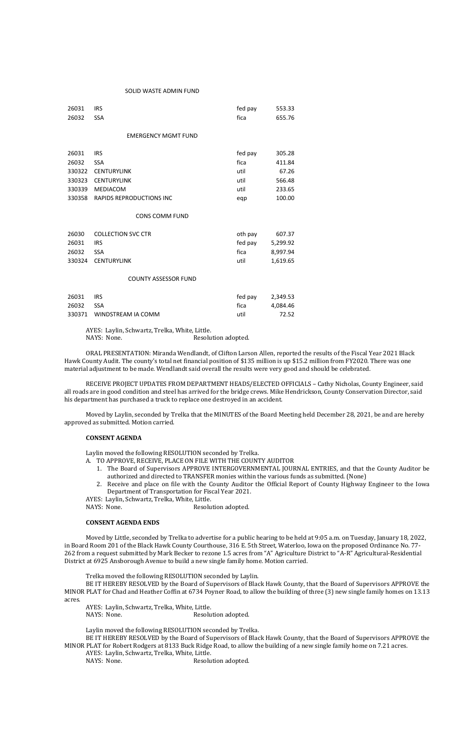SOLID WASTE ADMIN FUND

| | | | |
|---|---|---|---|
| 26031 | IRS | fed pay | 553.33 |
| 26032 | SSA | fica | 655.76 |

EMERGENCY MGMT FUND

| | | | |
|---|---|---|---|
| 26031 | IRS | fed pay | 305.28 |
| 26032 | SSA | fica | 411.84 |
| 330322 | CENTURYLINK | util | 67.26 |
| 330323 | CENTURYLINK | util | 566.48 |
| 330339 | MEDIACOM | util | 233.65 |
| 330358 | RAPIDS REPRODUCTIONS INC | eqp | 100.00 |

CONS COMM FUND

| | | | |
|---|---|---|---|
| 26030 | COLLECTION SVC CTR | oth pay | 607.37 |
| 26031 | IRS | fed pay | 5,299.92 |
| 26032 | SSA | fica | 8,997.94 |
| 330324 | CENTURYLINK | util | 1,619.65 |

COUNTY ASSESSOR FUND

| | | | |
|---|---|---|---|
| 26031 | IRS | fed pay | 2,349.53 |
| 26032 | SSA | fica | 4,084.46 |
| 330371 | WINDSTREAM IA COMM | util | 72.52 |

AYES: Laylin, Schwartz, Trelka, White, Little.
NAYS: None. Resolution adopted.

ORAL PRESENTATION: Miranda Wendlandt, of Clifton Larson Allen, reported the results of the Fiscal Year 2021 Black Hawk County Audit. The county's total net financial position of $135 million is up $15.2 million from FY2020. There was one material adjustment to be made. Wendlandt said overall the results were very good and should be celebrated.

RECEIVE PROJECT UPDATES FROM DEPARTMENT HEADS/ELECTED OFFICIALS – Cathy Nicholas, County Engineer, said all roads are in good condition and steel has arrived for the bridge crews. Mike Hendrickson, County Conservation Director, said his department has purchased a truck to replace one destroyed in an accident.

Moved by Laylin, seconded by Trelka that the MINUTES of the Board Meeting held December 28, 2021, be and are hereby approved as submitted. Motion carried.

**CONSENT AGENDA**

Laylin moved the following RESOLUTION seconded by Trelka.

A. TO APPROVE, RECEIVE, PLACE ON FILE WITH THE COUNTY AUDITOR
   1. The Board of Supervisors APPROVE INTERGOVERNMENTAL JOURNAL ENTRIES, and that the County Auditor be authorized and directed to TRANSFER monies within the various funds as submitted. (None)
   2. Receive and place on file with the County Auditor the Official Report of County Highway Engineer to the Iowa Department of Transportation for Fiscal Year 2021.

AYES: Laylin, Schwartz, Trelka, White, Little.
NAYS: None. Resolution adopted.

**CONSENT AGENDA ENDS**

Moved by Little, seconded by Trelka to advertise for a public hearing to be held at 9:05 a.m. on Tuesday, January 18, 2022, in Board Room 201 of the Black Hawk County Courthouse, 316 E. 5th Street, Waterloo, Iowa on the proposed Ordinance No. 77-262 from a request submitted by Mark Becker to rezone 1.5 acres from "A" Agriculture District to "A-R" Agricultural-Residential District at 6925 Ansborough Avenue to build a new single family home. Motion carried.

Trelka moved the following RESOLUTION seconded by Laylin.

BE IT HEREBY RESOLVED by the Board of Supervisors of Black Hawk County, that the Board of Supervisors APPROVE the MINOR PLAT for Chad and Heather Coffin at 6734 Poyner Road, to allow the building of three (3) new single family homes on 13.13 acres.

AYES: Laylin, Schwartz, Trelka, White, Little.
NAYS: None. Resolution adopted.

Laylin moved the following RESOLUTION seconded by Trelka.

BE IT HEREBY RESOLVED by the Board of Supervisors of Black Hawk County, that the Board of Supervisors APPROVE the MINOR PLAT for Robert Rodgers at 8133 Buck Ridge Road, to allow the building of a new single family home on 7.21 acres.

AYES: Laylin, Schwartz, Trelka, White, Little.
NAYS: None. Resolution adopted.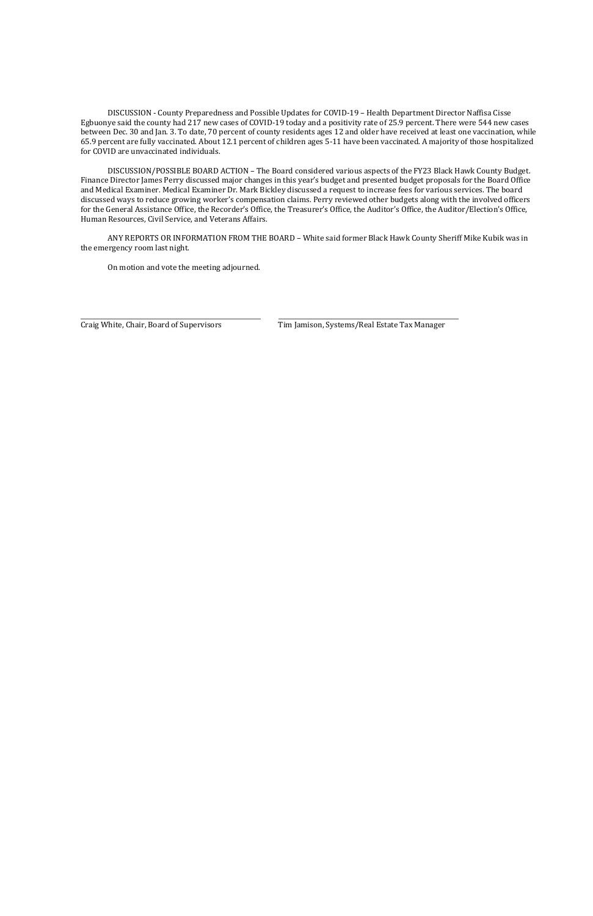DISCUSSION - County Preparedness and Possible Updates for COVID-19 – Health Department Director Naffisa Cisse Egbuonye said the county had 217 new cases of COVID-19 today and a positivity rate of 25.9 percent. There were 544 new cases between Dec. 30 and Jan. 3. To date, 70 percent of county residents ages 12 and older have received at least one vaccination, while 65.9 percent are fully vaccinated. About 12.1 percent of children ages 5-11 have been vaccinated. A majority of those hospitalized for COVID are unvaccinated individuals.

DISCUSSION/POSSIBLE BOARD ACTION – The Board considered various aspects of the FY23 Black Hawk County Budget. Finance Director James Perry discussed major changes in this year's budget and presented budget proposals for the Board Office and Medical Examiner. Medical Examiner Dr. Mark Bickley discussed a request to increase fees for various services. The board discussed ways to reduce growing worker's compensation claims. Perry reviewed other budgets along with the involved officers for the General Assistance Office, the Recorder's Office, the Treasurer's Office, the Auditor's Office, the Auditor/Election's Office, Human Resources, Civil Service, and Veterans Affairs.

ANY REPORTS OR INFORMATION FROM THE BOARD – White said former Black Hawk County Sheriff Mike Kubik was in the emergency room last night.

On motion and vote the meeting adjourned.

\_\_\_\_\_\_\_\_\_\_\_\_\_\_\_\_\_\_\_\_\_\_\_\_\_\_\_\_\_\_\_\_\_\_\_\_\_\_\_\_
Craig White, Chair, Board of Supervisors

\_\_\_\_\_\_\_\_\_\_\_\_\_\_\_\_\_\_\_\_\_\_\_\_\_\_\_\_\_\_\_\_\_\_\_\_\_\_\_\_
Tim Jamison, Systems/Real Estate Tax Manager